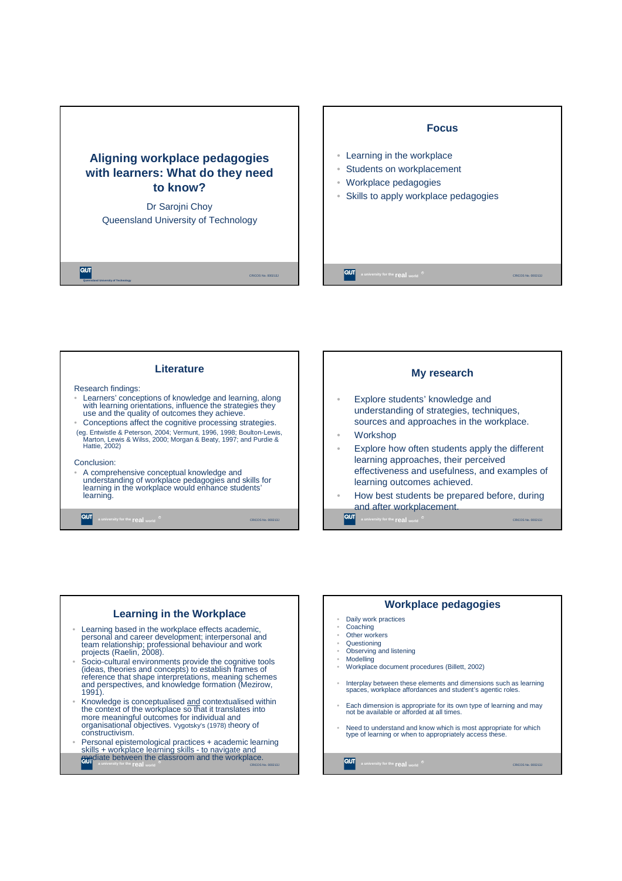# Aligning workplace pedagogies with learners: What do they need to know?

Dr Sarojni Choy

Queensland University of Technology

## Focus

- Learning in the workplace
- Students on workplacement
- Workplace pedagogies
- Skills to apply workplace pedagogies

## Literature

Research findings:

- Learners' conceptions of knowledge and learning, along with learning orientations, influence the strategies they use and the quality of outcomes they achieve.
- Conceptions affect the cognitive processing strategies.

(eg. Entwistle & Peterson, 2004; Vermunt, 1996, 1998; Boulton-Lewis, Marton, Lewis & Wilss, 2000; Morgan & Beaty, 1997; and Purdie & Hattie, 2002)

Conclusion:

- A comprehensive conceptual knowledge and understanding of workplace pedagogies and skills for learning in the workplace would enhance students' learning.

## My research

- Explore students' knowledge and understanding of strategies, techniques, sources and approaches in the workplace.
- Workshop
- Explore how often students apply the different learning approaches, their perceived effectiveness and usefulness, and examples of learning outcomes achieved.
- How best students be prepared before, during and after workplacement.

## Learning in the Workplace

- Learning based in the workplace effects academic, personal and career development; interpersonal and team relationship; professional behaviour and work projects (Raelin, 2008).
- Socio-cultural environments provide the cognitive tools (ideas, theories and concepts) to establish frames of reference that shape interpretations, meaning schemes and perspectives, and knowledge formation (Mezirow, 1991).
- Knowledge is conceptualised and contextualised within the context of the workplace so that it translates into more meaningful outcomes for individual and organisational objectives. Vygotsky's (1978) theory of constructivism.
- Personal epistemological practices + academic learning skills + workplace learning skills - to navigate and mediate between the classroom and the workplace.

## Workplace pedagogies

- Daily work practices
- Coaching
- Other workers
- Questioning
- Observing and listening
- Modelling
- Workplace document procedures (Billett, 2002)

- Interplay between these elements and dimensions such as learning spaces, workplace affordances and student's agentic roles.

- Each dimension is appropriate for its own type of learning and may not be available or afforded at all times.

- Need to understand and know which is most appropriate for which type of learning or when to appropriately access these.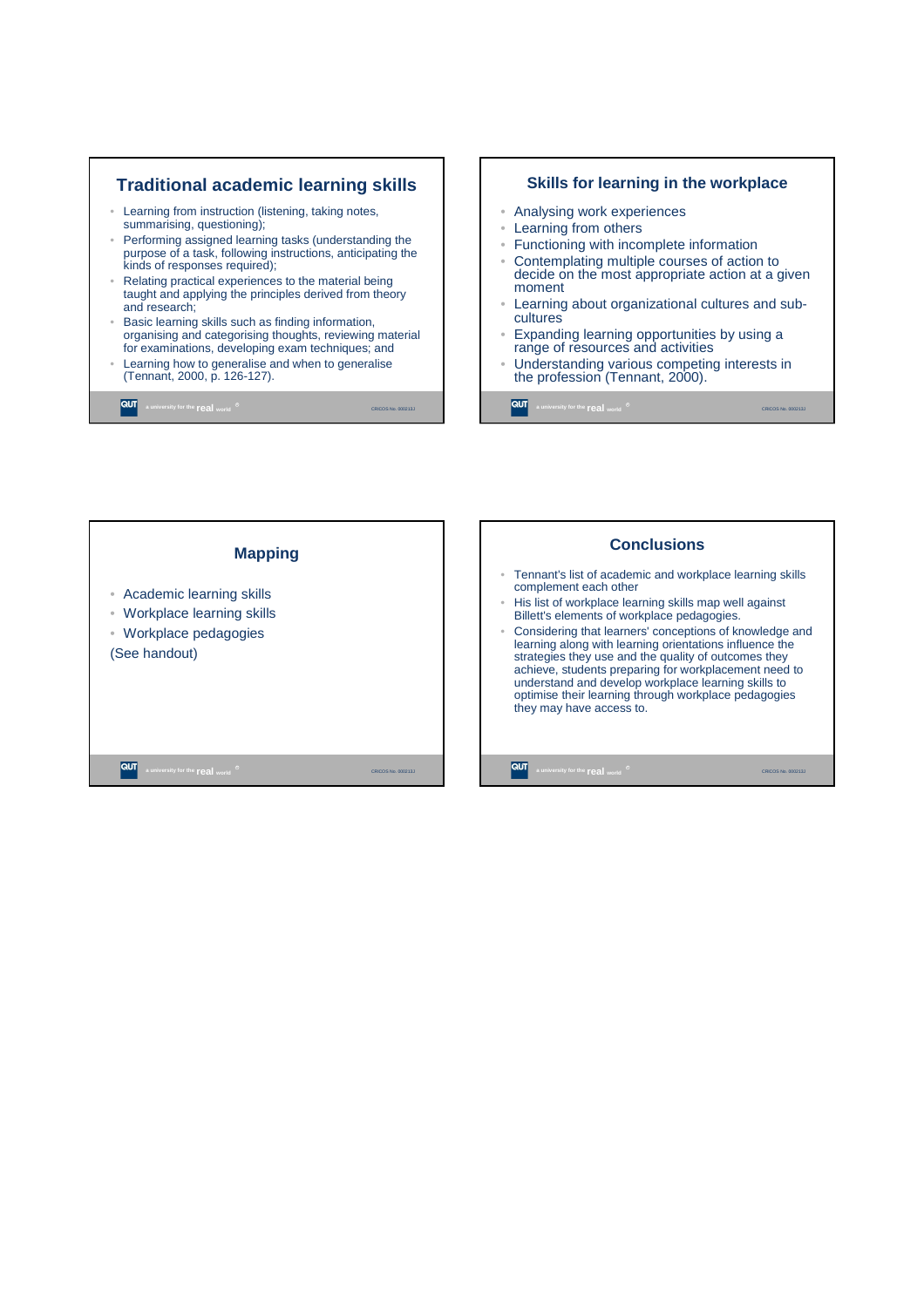## Traditional academic learning skills

- Learning from instruction (listening, taking notes, summarising, questioning);
- Performing assigned learning tasks (understanding the purpose of a task, following instructions, anticipating the kinds of responses required);
- Relating practical experiences to the material being taught and applying the principles derived from theory and research;
- Basic learning skills such as finding information, organising and categorising thoughts, reviewing material for examinations, developing exam techniques; and
- Learning how to generalise and when to generalise (Tennant, 2000, p. 126-127).

## Skills for learning in the workplace

- Analysing work experiences
- Learning from others
- Functioning with incomplete information
- Contemplating multiple courses of action to decide on the most appropriate action at a given moment
- Learning about organizational cultures and sub-cultures
- Expanding learning opportunities by using a range of resources and activities
- Understanding various competing interests in the profession (Tennant, 2000).

## Mapping

- Academic learning skills
- Workplace learning skills
- Workplace pedagogies

(See handout)

## Conclusions

- Tennant's list of academic and workplace learning skills complement each other
- His list of workplace learning skills map well against Billett's elements of workplace pedagogies.
- Considering that learners' conceptions of knowledge and learning along with learning orientations influence the strategies they use and the quality of outcomes they achieve, students preparing for workplacement need to understand and develop workplace learning skills to optimise their learning through workplace pedagogies they may have access to.